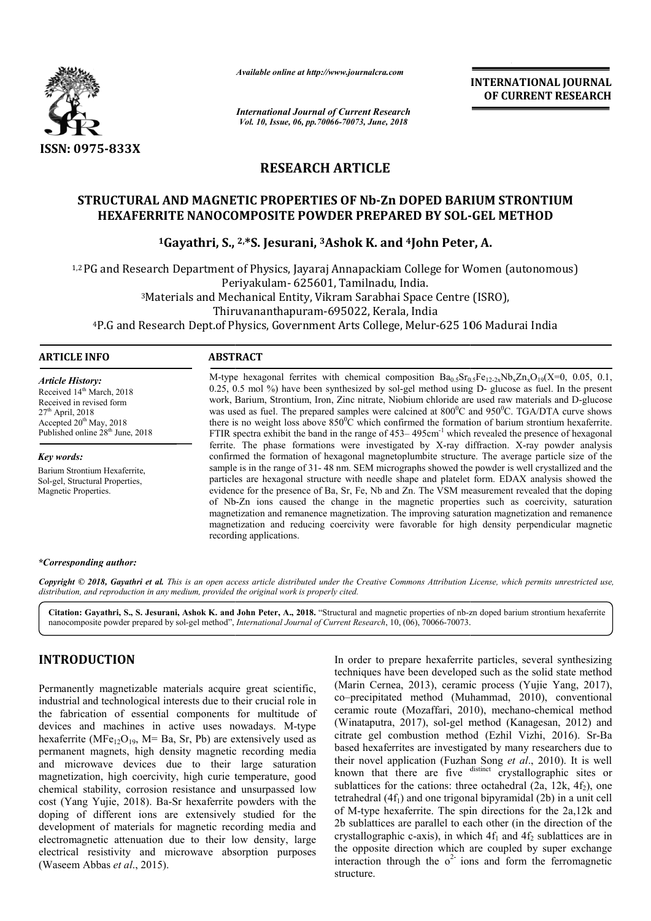*Available online at http://www.journalcra.com*

*International Journal of Current Research*
*Vol. 10, Issue, 06, pp.70066-70073, June, 2018*

**INTERNATIONAL JOURNAL OF CURRENT RESEARCH**

**ISSN: 0975-833X**

## RESEARCH ARTICLE

# STRUCTURAL AND MAGNETIC PROPERTIES OF Nb-Zn DOPED BARIUM STRONTIUM HEXAFERRITE NANOCOMPOSITE POWDER PREPARED BY SOL-GEL METHOD

**[1]Gayathri, S., [2,*]S. Jesurani, [3]Ashok K. and [4]John Peter, A.**

[1,2]PG and Research Department of Physics, Jayaraj Annapackiam College for Women (autonomous) Periyakulam- 625601, Tamilnadu, India.
[3]Materials and Mechanical Entity, Vikram Sarabhai Space Centre (ISRO), Thiruvananthapuram-695022, Kerala, India
[4]P.G and Research Dept.of Physics, Government Arts College, Melur-625 106 Madurai India

**ARTICLE INFO**

*Article History:*
Received 14[th] March, 2018
Received in revised form 27[th] April, 2018
Accepted 20[th] May, 2018
Published online 28[th] June, 2018

*Key words:*
Barium Strontium Hexaferrite, Sol-gel, Structural Properties, Magnetic Properties.

**ABSTRACT**

M-type hexagonal ferrites with chemical composition $Ba_{0.5}Sr_{0.5}Fe_{12-2x}Nb_xZn_xO_{19}$(X=0, 0.05, 0.1, 0.25, 0.5 mol %) have been synthesized by sol-gel method using D- glucose as fuel. In the present work, Barium, Strontium, Iron, Zinc nitrate, Niobium chloride are used raw materials and D-glucose was used as fuel. The prepared samples were calcined at $800^0$C and $950^0$C. TGA/DTA curve shows there is no weight loss above $850^0$C which confirmed the formation of barium strontium hexaferrite. FTIR spectra exhibit the band in the range of 453– 495cm$^{-1}$ which revealed the presence of hexagonal ferrite. The phase formations were investigated by X-ray diffraction. X-ray powder analysis confirmed the formation of hexagonal magnetoplumbite structure. The average particle size of the sample is in the range of 31- 48 nm. SEM micrographs showed the powder is well crystallized and the particles are hexagonal structure with needle shape and platelet form. EDAX analysis showed the evidence for the presence of Ba, Sr, Fe, Nb and Zn. The VSM measurement revealed that the doping of Nb-Zn ions caused the change in the magnetic properties such as coercivity, saturation magnetization and remanence magnetization. The improving saturation magnetization and remanence magnetization and reducing coercivity were favorable for high density perpendicular magnetic recording applications.

**\*Corresponding author:**

***Copyright © 2018, Gayathri et al.*** *This is an open access article distributed under the Creative Commons Attribution License, which permits unrestricted use, distribution, and reproduction in any medium, provided the original work is properly cited.*

**Citation: Gayathri, S., S. Jesurani, Ashok K. and John Peter, A., 2018.** "Structural and magnetic properties of nb-zn doped barium strontium hexaferrite nanocomposite powder prepared by sol-gel method", *International Journal of Current Research*, 10, (06), 70066-70073.

## INTRODUCTION

Permanently magnetizable materials acquire great scientific, industrial and technological interests due to their crucial role in the fabrication of essential components for multitude of devices and machines in active uses nowadays. M-type hexaferrite ($MFe_{12}O_{19}$, M= Ba, Sr, Pb) are extensively used as permanent magnets, high density magnetic recording media and microwave devices due to their large saturation magnetization, high coercivity, high curie temperature, good chemical stability, corrosion resistance and unsurpassed low cost (Yang Yujie, 2018). Ba-Sr hexaferrite powders with the doping of different ions are extensively studied for the development of materials for magnetic recording media and electromagnetic attenuation due to their low density, large electrical resistivity and microwave absorption purposes (Waseem Abbas *et al*., 2015).

In order to prepare hexaferrite particles, several synthesizing techniques have been developed such as the solid state method (Marin Cernea, 2013), ceramic process (Yujie Yang, 2017), co–precipitated method (Muhammad, 2010), conventional ceramic route (Mozaffari, 2010), mechano-chemical method (Winataputra, 2017), sol-gel method (Kanagesan, 2012) and citrate gel combustion method (Ezhil Vizhi, 2016). Sr-Ba based hexaferrites are investigated by many researchers due to their novel application (Fuzhan Song *et al*., 2010). It is well known that there are five distinct crystallographic sites or sublattices for the cations: three octahedral (2a, 12k, $4f_2$), one tetrahedral ($4f_1$) and one trigonal bipyramidal (2b) in a unit cell of M-type hexaferrite. The spin directions for the 2a,12k and 2b sublattices are parallel to each other (in the direction of the crystallographic c-axis), in which $4f_1$ and $4f_2$ sublattices are in the opposite direction which are coupled by super exchange interaction through the $o^{2-}$ ions and form the ferromagnetic structure.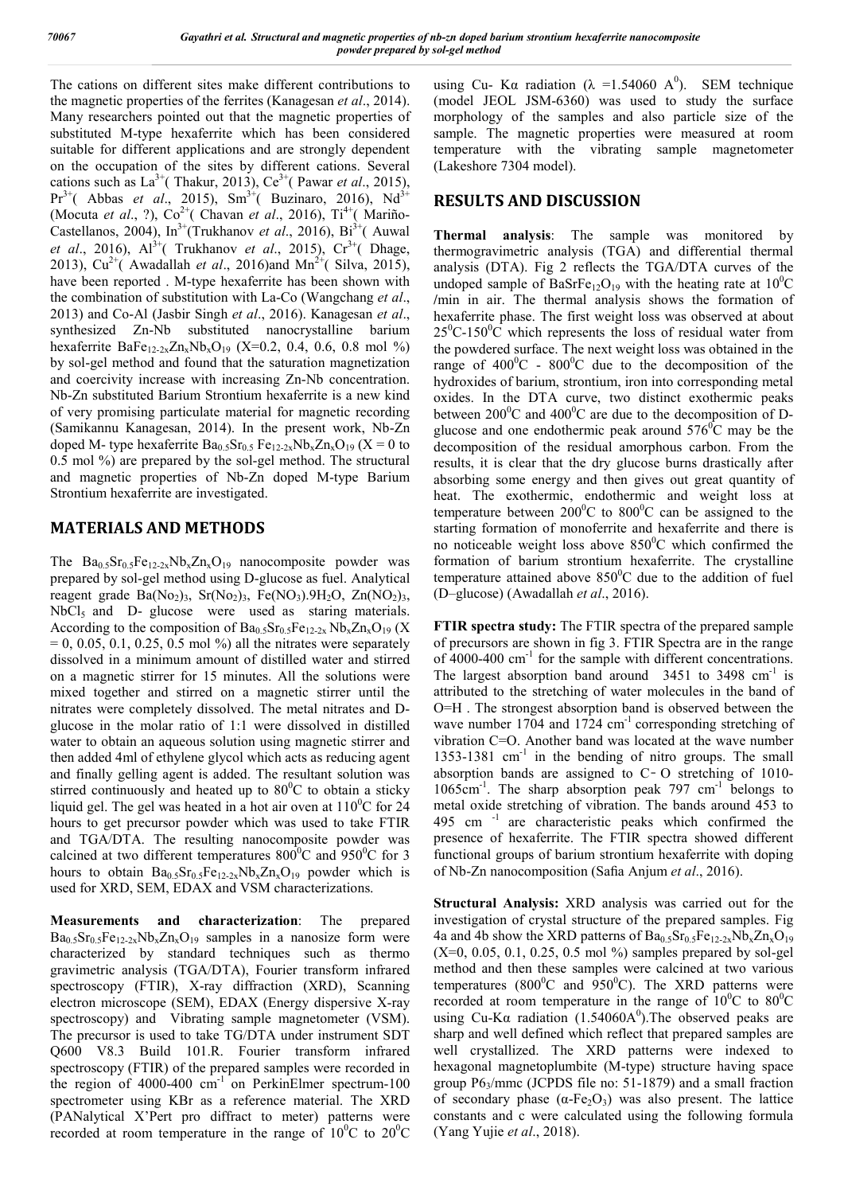The cations on different sites make different contributions to the magnetic properties of the ferrites (Kanagesan *et al*., 2014). Many researchers pointed out that the magnetic properties of substituted M-type hexaferrite which has been considered suitable for different applications and are strongly dependent on the occupation of the sites by different cations. Several cations such as $La^{3+}$( Thakur, 2013), $Ce^{3+}$( Pawar *et al*., 2015), $Pr^{3+}$( Abbas *et al*., 2015), $Sm^{3+}$( Buzinaro, 2016), $Nd^{3+}$ (Mocuta *et al*., ?), $Co^{2+}$( Chavan *et al*., 2016), $Ti^{4+}$( Mariño-Castellanos, 2004), $In^{3+}$(Trukhanov *et al*., 2016), $Bi^{3+}$( Auwal *et al*., 2016), $Al^{3+}$( Trukhanov *et al*., 2015), $Cr^{3+}$( Dhage, 2013), $Cu^{2+}$( Awadallah *et al*., 2016)and $Mn^{2+}$( Silva, 2015), have been reported . M-type hexaferrite has been shown with the combination of substitution with La-Co (Wangchang *et al*., 2013) and Co-Al (Jasbir Singh *et al*., 2016). Kanagesan *et al*., synthesized Zn-Nb substituted nanocrystalline barium hexaferrite $BaFe_{12-2x}Zn_xNb_xO_{19}$ (X=0.2, 0.4, 0.6, 0.8 mol %) by sol-gel method and found that the saturation magnetization and coercivity increase with increasing Zn-Nb concentration. Nb-Zn substituted Barium Strontium hexaferrite is a new kind of very promising particulate material for magnetic recording (Samikannu Kanagesan, 2014). In the present work, Nb-Zn doped M- type hexaferrite $Ba_{0.5}Sr_{0.5}Fe_{12-2x}Nb_xZn_xO_{19}$ (X = 0 to 0.5 mol %) are prepared by the sol-gel method. The structural and magnetic properties of Nb-Zn doped M-type Barium Strontium hexaferrite are investigated.

## MATERIALS AND METHODS

The $Ba_{0.5}Sr_{0.5}Fe_{12-2x}Nb_xZn_xO_{19}$ nanocomposite powder was prepared by sol-gel method using D-glucose as fuel. Analytical reagent grade $Ba(No_2)_3$, $Sr(No_2)_3$, $Fe(NO_3).9H_2O$, $Zn(NO_2)_3$, $NbCl_5$ and D- glucose were used as staring materials. According to the composition of $Ba_{0.5}Sr_{0.5}Fe_{12-2x}Nb_xZn_xO_{19}$ (X = 0, 0.05, 0.1, 0.25, 0.5 mol %) all the nitrates were separately dissolved in a minimum amount of distilled water and stirred on a magnetic stirrer for 15 minutes. All the solutions were mixed together and stirred on a magnetic stirrer until the nitrates were completely dissolved. The metal nitrates and D-glucose in the molar ratio of 1:1 were dissolved in distilled water to obtain an aqueous solution using magnetic stirrer and then added 4ml of ethylene glycol which acts as reducing agent and finally gelling agent is added. The resultant solution was stirred continuously and heated up to $80^0C$ to obtain a sticky liquid gel. The gel was heated in a hot air oven at $110^0C$ for 24 hours to get precursor powder which was used to take FTIR and TGA/DTA. The resulting nanocomposite powder was calcined at two different temperatures $800^0C$ and $950^0C$ for 3 hours to obtain $Ba_{0.5}Sr_{0.5}Fe_{12-2x}Nb_xZn_xO_{19}$ powder which is used for XRD, SEM, EDAX and VSM characterizations.

**Measurements and characterization**: The prepared $Ba_{0.5}Sr_{0.5}Fe_{12-2x}Nb_xZn_xO_{19}$ samples in a nanosize form were characterized by standard techniques such as thermo gravimetric analysis (TGA/DTA), Fourier transform infrared spectroscopy (FTIR), X-ray diffraction (XRD), Scanning electron microscope (SEM), EDAX (Energy dispersive X-ray spectroscopy) and Vibrating sample magnetometer (VSM). The precursor is used to take TG/DTA under instrument SDT Q600 V8.3 Build 101.R. Fourier transform infrared spectroscopy (FTIR) of the prepared samples were recorded in the region of 4000-400 $cm^{-1}$ on PerkinElmer spectrum-100 spectrometer using KBr as a reference material. The XRD (PANalytical X'Pert pro diffract to meter) patterns were recorded at room temperature in the range of $10^0C$ to $20^0C$ using Cu- Kα radiation (λ =1.54060 $A^0$). SEM technique (model JEOL JSM-6360) was used to study the surface morphology of the samples and also particle size of the sample. The magnetic properties were measured at room temperature with the vibrating sample magnetometer (Lakeshore 7304 model).

## RESULTS AND DISCUSSION

**Thermal analysis**: The sample was monitored by thermogravimetric analysis (TGA) and differential thermal analysis (DTA). Fig 2 reflects the TGA/DTA curves of the undoped sample of $BaSrFe_{12}O_{19}$ with the heating rate at $10^0C$ /min in air. The thermal analysis shows the formation of hexaferrite phase. The first weight loss was observed at about $25^0C$-$150^0C$ which represents the loss of residual water from the powdered surface. The next weight loss was obtained in the range of $400^0C$ - $800^0C$ due to the decomposition of the hydroxides of barium, strontium, iron into corresponding metal oxides. In the DTA curve, two distinct exothermic peaks between $200^0C$ and $400^0C$ are due to the decomposition of D-glucose and one endothermic peak around $576^0C$ may be the decomposition of the residual amorphous carbon. From the results, it is clear that the dry glucose burns drastically after absorbing some energy and then gives out great quantity of heat. The exothermic, endothermic and weight loss at temperature between $200^0C$ to $800^0C$ can be assigned to the starting formation of monoferrite and hexaferrite and there is no noticeable weight loss above $850^0C$ which confirmed the formation of barium strontium hexaferrite. The crystalline temperature attained above $850^0C$ due to the addition of fuel (D–glucose) (Awadallah *et al*., 2016).

**FTIR spectra study:** The FTIR spectra of the prepared sample of precursors are shown in fig 3. FTIR Spectra are in the range of 4000-400 $cm^{-1}$ for the sample with different concentrations. The largest absorption band around 3451 to 3498 $cm^{-1}$ is attributed to the stretching of water molecules in the band of O=H . The strongest absorption band is observed between the wave number 1704 and 1724 $cm^{-1}$ corresponding stretching of vibration C=O. Another band was located at the wave number 1353-1381 $cm^{-1}$ in the bending of nitro groups. The small absorption bands are assigned to C‑O stretching of 1010-1065$cm^{-1}$. The sharp absorption peak 797 $cm^{-1}$ belongs to metal oxide stretching of vibration. The bands around 453 to 495 $cm^{-1}$ are characteristic peaks which confirmed the presence of hexaferrite. The FTIR spectra showed different functional groups of barium strontium hexaferrite with doping of Nb-Zn nanocomposition (Safia Anjum *et al*., 2016).

**Structural Analysis:** XRD analysis was carried out for the investigation of crystal structure of the prepared samples. Fig 4a and 4b show the XRD patterns of $Ba_{0.5}Sr_{0.5}Fe_{12-2x}Nb_xZn_xO_{19}$ (X=0, 0.05, 0.1, 0.25, 0.5 mol %) samples prepared by sol-gel method and then these samples were calcined at two various temperatures ($800^0C$ and $950^0C$). The XRD patterns were recorded at room temperature in the range of $10^0C$ to $80^0C$ using Cu-Kα radiation (1.54060$A^0$).The observed peaks are sharp and well defined which reflect that prepared samples are well crystallized. The XRD patterns were indexed to hexagonal magnetoplumbite (M-type) structure having space group $P6_3/mmc$ (JCPDS file no: 51-1879) and a small fraction of secondary phase ($\alpha$-$Fe_2O_3$) was also present. The lattice constants and c were calculated using the following formula (Yang Yujie *et al*., 2018).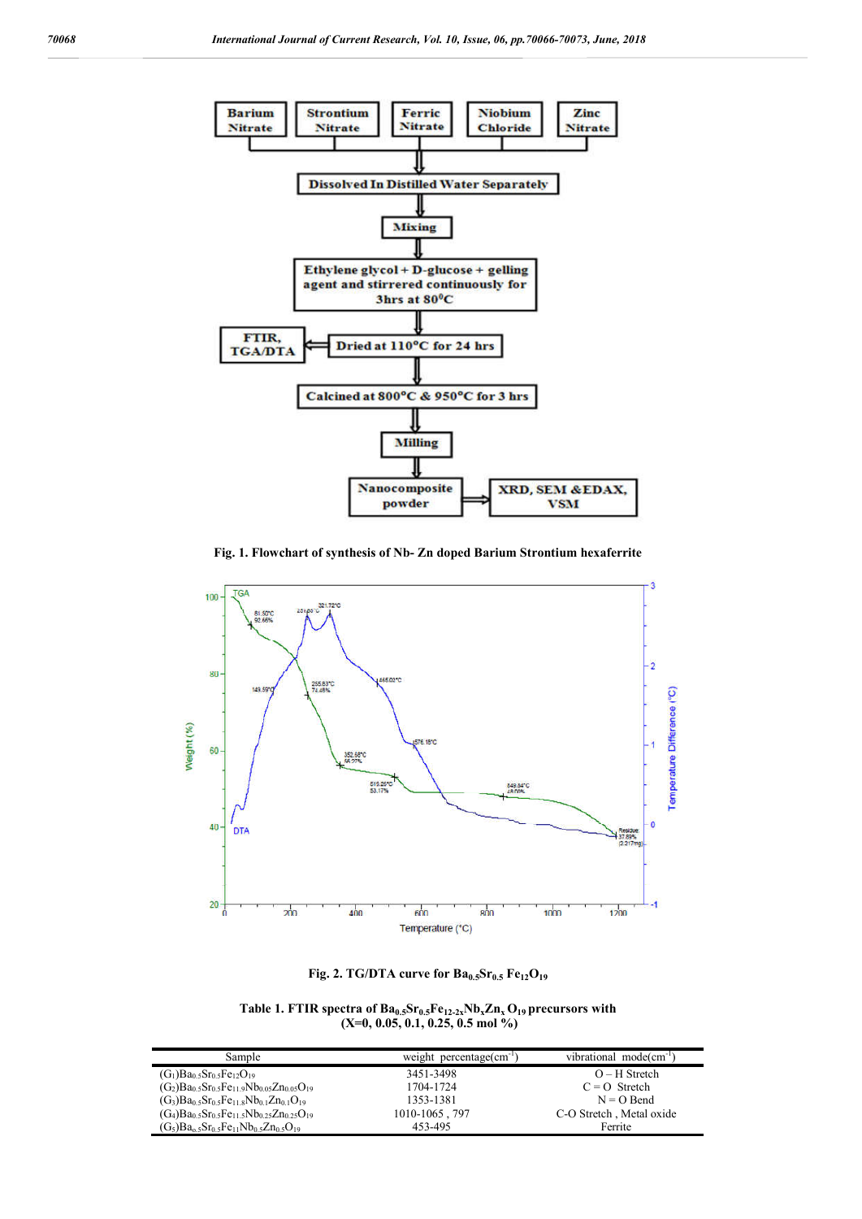Fig. 1. Flowchart of synthesis of Nb- Zn doped Barium Strontium hexaferrite

Fig. 2. TG/DTA curve for $Ba_{0.5}Sr_{0.5}Fe_{12}O_{19}$

Table 1. FTIR spectra of $Ba_{0.5}Sr_{0.5}Fe_{12-2x}Nb_xZn_xO_{19}$ precursors with (X=0, 0.05, 0.1, 0.25, 0.5 mol %)

| Sample | weight percentage($cm^{-1}$) | vibrational mode($cm^{-1}$) |
|---|---|---|
| ($G_1$)$Ba_{0.5}Sr_{0.5}Fe_{12}O_{19}$ | 3451-3498 | O – H Stretch |
| ($G_2$)$Ba_{0.5}Sr_{0.5}Fe_{11.9}Nb_{0.05}Zn_{0.05}O_{19}$ | 1704-1724 | C = O Stretch |
| ($G_3$)$Ba_{0.5}Sr_{0.5}Fe_{11.8}Nb_{0.1}Zn_{0.1}O_{19}$ | 1353-1381 | N = O Bend |
| ($G_4$)$Ba_{0.5}Sr_{0.5}Fe_{11.5}Nb_{0.25}Zn_{0.25}O_{19}$ | 1010-1065 , 797 | C-O Stretch , Metal oxide |
| ($G_5$)$Ba_{0.5}Sr_{0.5}Fe_{11}Nb_{0.5}Zn_{0.5}O_{19}$ | 453-495 | Ferrite |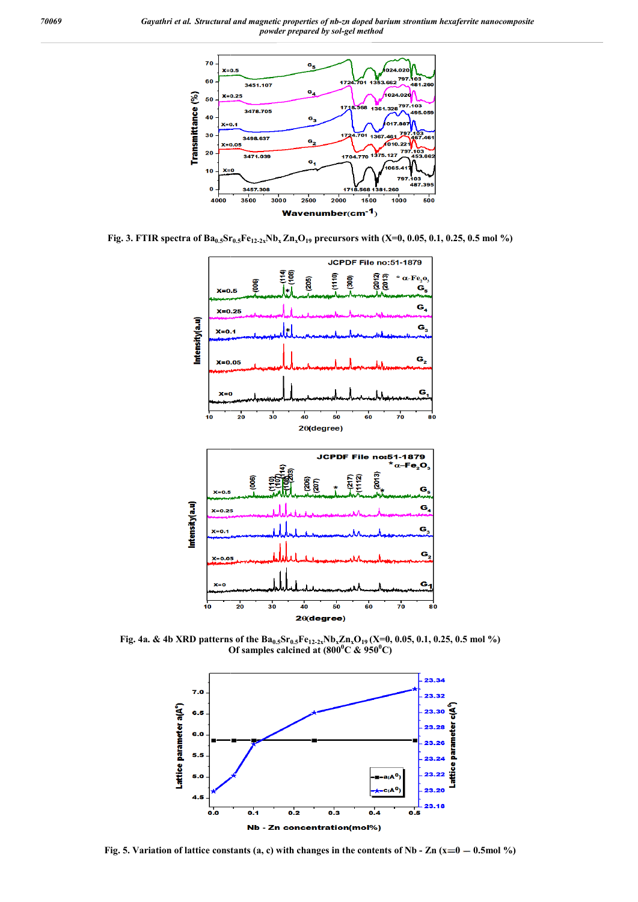Fig. 3. FTIR spectra of $Ba_{0.5}Sr_{0.5}Fe_{12-2x}Nb_xZn_xO_{19}$ precursors with (X=0, 0.05, 0.1, 0.25, 0.5 mol %)

Fig. 4a. & 4b XRD patterns of the $Ba_{0.5}Sr_{0.5}Fe_{12-2x}Nb_xZn_xO_{19}$ (X=0, 0.05, 0.1, 0.25, 0.5 mol %) Of samples calcined at ($800^0C$ & $950^0C$)

Fig. 5. Variation of lattice constants (a, c) with changes in the contents of Nb - Zn (x=0 — 0.5mol %)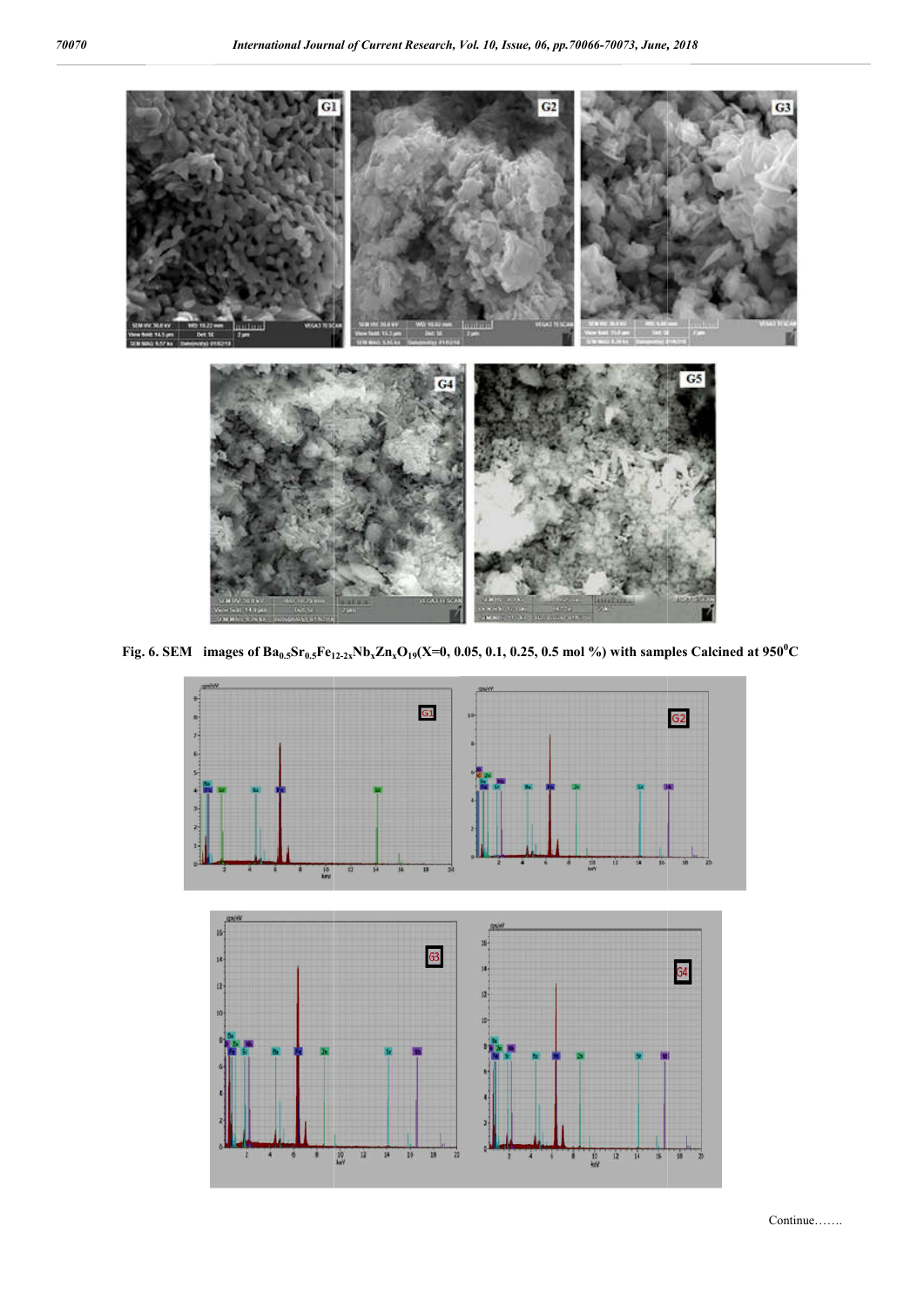Fig. 6. SEM images of $Ba_{0.5}Sr_{0.5}Fe_{12-2x}Nb_xZn_xO_{19}$(X=0, 0.05, 0.1, 0.25, 0.5 mol %) with samples Calcined at $950^0C$

Continue…….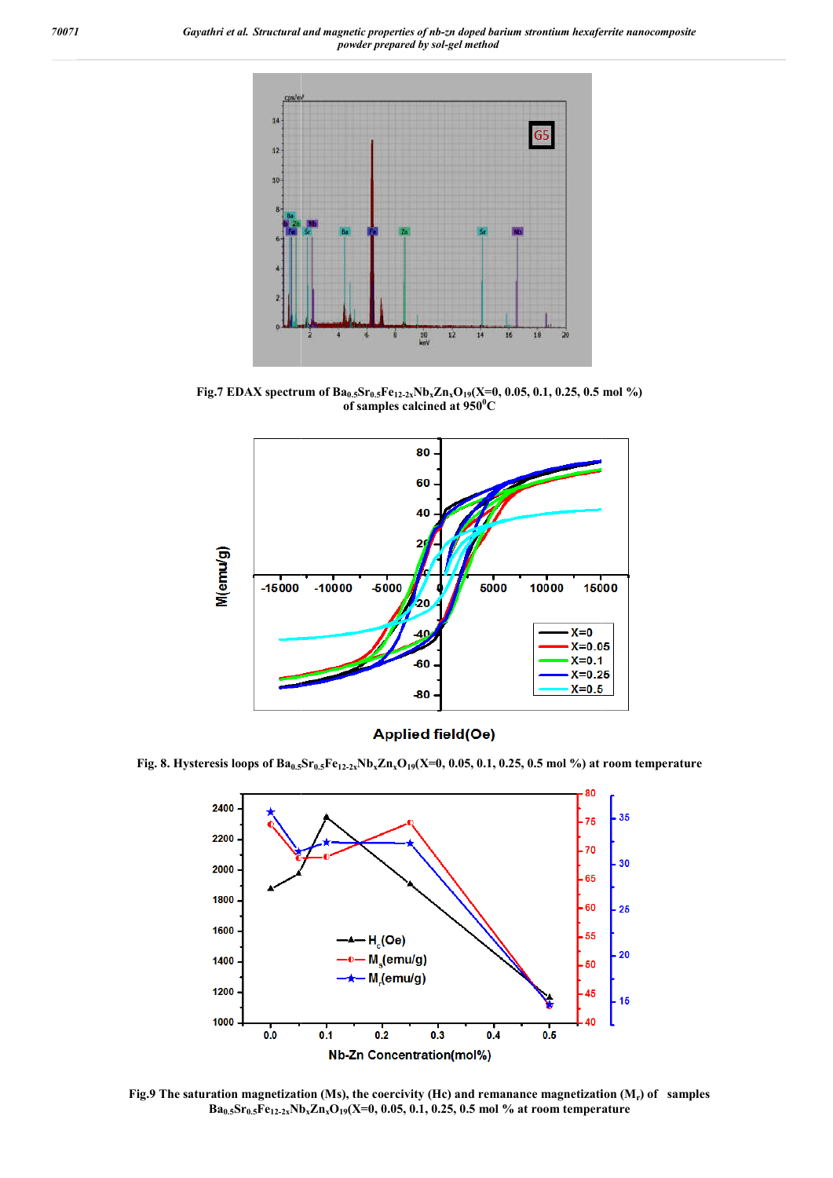Fig.7 EDAX spectrum of $Ba_{0.5}Sr_{0.5}Fe_{12-2x}Nb_xZn_xO_{19}$(X=0, 0.05, 0.1, 0.25, 0.5 mol %) of samples calcined at 950$^0$C

Fig. 8. Hysteresis loops of $Ba_{0.5}Sr_{0.5}Fe_{12-2x}Nb_xZn_xO_{19}$(X=0, 0.05, 0.1, 0.25, 0.5 mol %) at room temperature

Fig.9 The saturation magnetization (Ms), the coercivity (Hc) and remanance magnetization ($M_r$) of samples $Ba_{0.5}Sr_{0.5}Fe_{12-2x}Nb_xZn_xO_{19}$(X=0, 0.05, 0.1, 0.25, 0.5 mol % at room temperature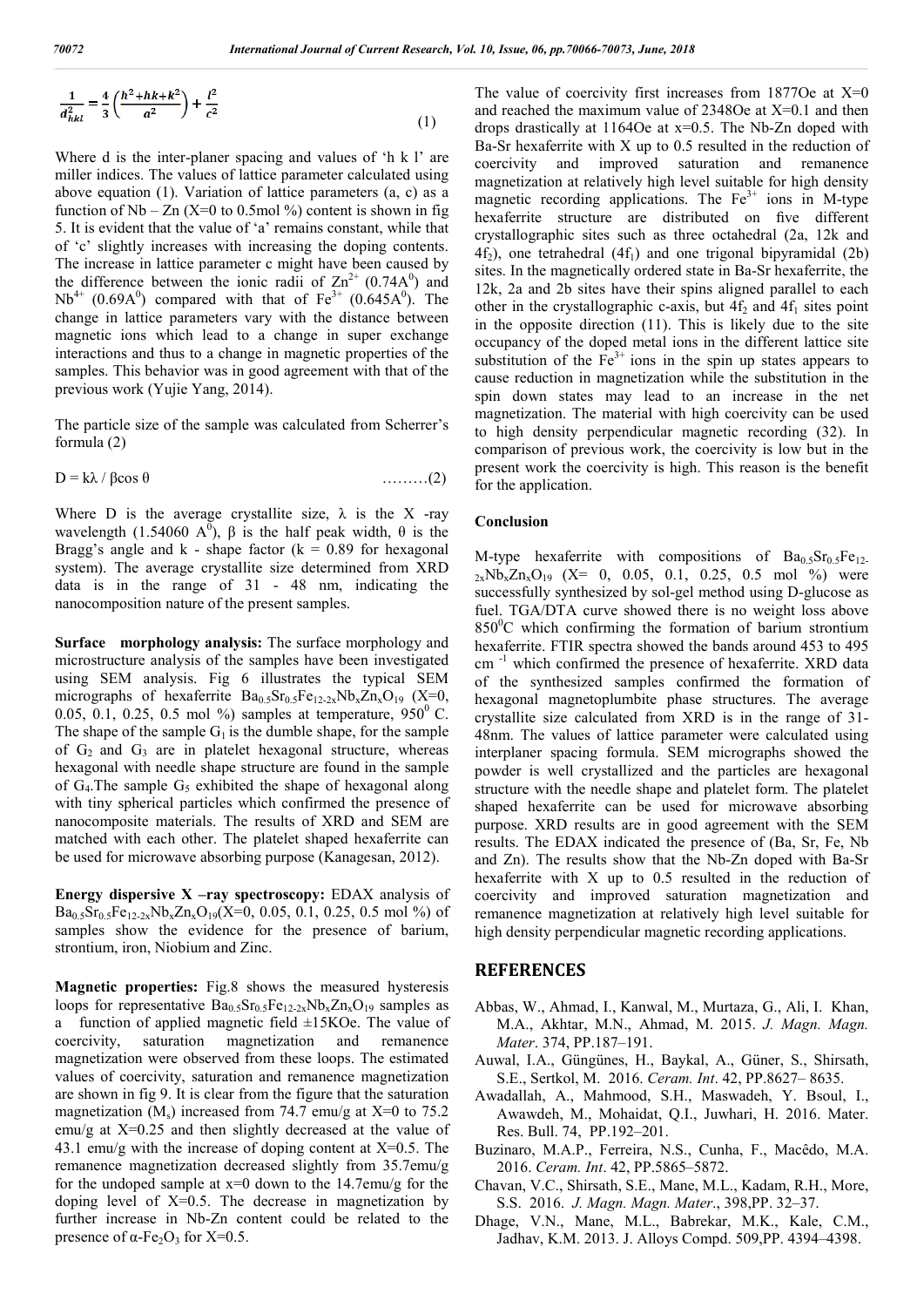$$\frac{1}{d_{hkl}^2} = \frac{4}{3}\left(\frac{h^2+hk+k^2}{a^2}\right) + \frac{l^2}{c^2} \tag{1}$$

Where d is the inter-planer spacing and values of 'h k l' are miller indices. The values of lattice parameter calculated using above equation (1). Variation of lattice parameters (a, c) as a function of Nb – Zn (X=0 to 0.5mol %) content is shown in fig 5. It is evident that the value of 'a' remains constant, while that of 'c' slightly increases with increasing the doping contents. The increase in lattice parameter c might have been caused by the difference between the ionic radii of $Zn^{2+}$ (0.74A$^0$) and $Nb^{4+}$ (0.69A$^0$) compared with that of $Fe^{3+}$ (0.645A$^0$). The change in lattice parameters vary with the distance between magnetic ions which lead to a change in super exchange interactions and thus to a change in magnetic properties of the samples. This behavior was in good agreement with that of the previous work (Yujie Yang, 2014).

The particle size of the sample was calculated from Scherrer's formula (2)

$D = k\lambda / \beta\cos\theta$ ………(2)

Where D is the average crystallite size, λ is the X -ray wavelength (1.54060 A$^0$), β is the half peak width, θ is the Bragg's angle and k - shape factor (k = 0.89 for hexagonal system). The average crystallite size determined from XRD data is in the range of 31 - 48 nm, indicating the nanocomposition nature of the present samples.

**Surface morphology analysis:** The surface morphology and microstructure analysis of the samples have been investigated using SEM analysis. Fig 6 illustrates the typical SEM micrographs of hexaferrite $Ba_{0.5}Sr_{0.5}Fe_{12-2x}Nb_xZn_xO_{19}$ (X=0, 0.05, 0.1, 0.25, 0.5 mol %) samples at temperature, 950$^0$ C. The shape of the sample $G_1$ is the dumble shape, for the sample of $G_2$ and $G_3$ are in platelet hexagonal structure, whereas hexagonal with needle shape structure are found in the sample of $G_4$.The sample $G_5$ exhibited the shape of hexagonal along with tiny spherical particles which confirmed the presence of nanocomposite materials. The results of XRD and SEM are matched with each other. The platelet shaped hexaferrite can be used for microwave absorbing purpose (Kanagesan, 2012).

**Energy dispersive X –ray spectroscopy:** EDAX analysis of $Ba_{0.5}Sr_{0.5}Fe_{12-2x}Nb_xZn_xO_{19}$(X=0, 0.05, 0.1, 0.25, 0.5 mol %) of samples show the evidence for the presence of barium, strontium, iron, Niobium and Zinc.

**Magnetic properties:** Fig.8 shows the measured hysteresis loops for representative $Ba_{0.5}Sr_{0.5}Fe_{12-2x}Nb_xZn_xO_{19}$ samples as a function of applied magnetic field ±15KOe. The value of coercivity, saturation magnetization and remanence magnetization were observed from these loops. The estimated values of coercivity, saturation and remanence magnetization are shown in fig 9. It is clear from the figure that the saturation magnetization ($M_s$) increased from 74.7 emu/g at X=0 to 75.2 emu/g at X=0.25 and then slightly decreased at the value of 43.1 emu/g with the increase of doping content at X=0.5. The remanence magnetization decreased slightly from 35.7emu/g for the undoped sample at x=0 down to the 14.7emu/g for the doping level of X=0.5. The decrease in magnetization by further increase in Nb-Zn content could be related to the presence of α-$Fe_2O_3$ for X=0.5.

The value of coercivity first increases from 1877Oe at X=0 and reached the maximum value of 2348Oe at X=0.1 and then drops drastically at 1164Oe at x=0.5. The Nb-Zn doped with Ba-Sr hexaferrite with X up to 0.5 resulted in the reduction of coercivity and improved saturation and remanence magnetization at relatively high level suitable for high density magnetic recording applications. The $Fe^{3+}$ ions in M-type hexaferrite structure are distributed on five different crystallographic sites such as three octahedral (2a, 12k and $4f_2$), one tetrahedral ($4f_1$) and one trigonal bipyramidal (2b) sites. In the magnetically ordered state in Ba-Sr hexaferrite, the 12k, 2a and 2b sites have their spins aligned parallel to each other in the crystallographic c-axis, but $4f_2$ and $4f_1$ sites point in the opposite direction (11). This is likely due to the site occupancy of the doped metal ions in the different lattice site substitution of the $Fe^{3+}$ ions in the spin up states appears to cause reduction in magnetization while the substitution in the spin down states may lead to an increase in the net magnetization. The material with high coercivity can be used to high density perpendicular magnetic recording (32). In comparison of previous work, the coercivity is low but in the present work the coercivity is high. This reason is the benefit for the application.

## Conclusion

M-type hexaferrite with compositions of $Ba_{0.5}Sr_{0.5}Fe_{12-2x}Nb_xZn_xO_{19}$ (X= 0, 0.05, 0.1, 0.25, 0.5 mol %) were successfully synthesized by sol-gel method using D-glucose as fuel. TGA/DTA curve showed there is no weight loss above 850$^0$C which confirming the formation of barium strontium hexaferrite. FTIR spectra showed the bands around 453 to 495 cm$^{-1}$ which confirmed the presence of hexaferrite. XRD data of the synthesized samples confirmed the formation of hexagonal magnetoplumbite phase structures. The average crystallite size calculated from XRD is in the range of 31-48nm. The values of lattice parameter were calculated using interplaner spacing formula. SEM micrographs showed the powder is well crystallized and the particles are hexagonal structure with the needle shape and platelet form. The platelet shaped hexaferrite can be used for microwave absorbing purpose. XRD results are in good agreement with the SEM results. The EDAX indicated the presence of (Ba, Sr, Fe, Nb and Zn). The results show that the Nb-Zn doped with Ba-Sr hexaferrite with X up to 0.5 resulted in the reduction of coercivity and improved saturation magnetization and remanence magnetization at relatively high level suitable for high density perpendicular magnetic recording applications.

## REFERENCES

Abbas, W., Ahmad, I., Kanwal, M., Murtaza, G., Ali, I. Khan, M.A., Akhtar, M.N., Ahmad, M. 2015. *J. Magn. Magn. Mater*. 374, PP.187–191.

Auwal, I.A., Güngünes, H., Baykal, A., Güner, S., Shirsath, S.E., Sertkol, M. 2016. *Ceram. Int*. 42, PP.8627– 8635.

Awadallah, A., Mahmood, S.H., Maswadeh, Y. Bsoul, I., Awawdeh, M., Mohaidat, Q.I., Juwhari, H. 2016. Mater. Res. Bull. 74, PP.192–201.

Buzinaro, M.A.P., Ferreira, N.S., Cunha, F., Macêdo, M.A. 2016. *Ceram. Int*. 42, PP.5865–5872.

Chavan, V.C., Shirsath, S.E., Mane, M.L., Kadam, R.H., More, S.S. 2016. *J. Magn. Magn. Mater*., 398,PP. 32–37.

Dhage, V.N., Mane, M.L., Babrekar, M.K., Kale, C.M., Jadhav, K.M. 2013. J. Alloys Compd. 509,PP. 4394–4398.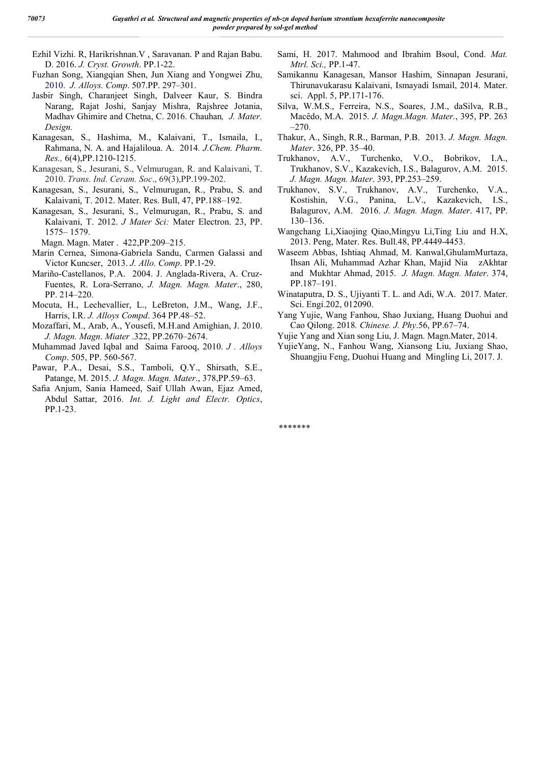Ezhil Vizhi. R, Harikrishnan.V , Saravanan. P and Rajan Babu. D. 2016. *J. Cryst. Growth*. PP.1-22.

Fuzhan Song, Xiangqian Shen, Jun Xiang and Yongwei Zhu, 2010. *J. Alloys. Comp*. 507.PP. 297–301.

Jasbir Singh, Charanjeet Singh, Dalveer Kaur, S. Bindra Narang, Rajat Joshi, Sanjay Mishra, Rajshree Jotania, Madhav Ghimire and Chetna, C. 2016. Chauhan*, J. Mater. Design.*

Kanagesan, S., Hashima, M., Kalaivani, T., Ismaila, I., Rahmana, N. A. and Hajaliloua. A. 2014*. J.Chem. Pharm. Res.,* 6(4),PP.1210-1215.

Kanagesan, S., Jesurani, S., Velmurugan, R. and Kalaivani, T. 2010. *Trans. Ind. Ceram. Soc*., 69(3),PP.199-202.

Kanagesan, S., Jesurani, S., Velmurugan, R., Prabu, S. and Kalaivani, T. 2012. Mater. Res. Bull, 47, PP.188–192.

Kanagesan, S., Jesurani, S., Velmurugan, R., Prabu, S. and Kalaivani, T. 2012. *J Mater Sci:* Mater Electron. 23, PP. 1575– 1579.

Magn. Magn. Mater . 422,PP.209–215.

Marin Cernea, Simona-Gabriela Sandu, Carmen Galassi and Victor Kuncser, 2013. *J. Allo. Comp*. PP.1-29.

Mariño-Castellanos, P.A. 2004. J. Anglada-Rivera, A. Cruz-Fuentes, R. Lora-Serrano, *J. Magn. Magn. Mater*., 280, PP. 214–220.

Mocuta, H., Lechevallier, L., LeBreton, J.M., Wang, J.F., Harris, I.R. *J. Alloys Compd*. 364 PP.48–52.

Mozaffari, M., Arab, A., Yousefi, M.H.and Amighian, J. 2010. *J. Magn. Magn*. *Miater* .322, PP.2670–2674.

Muhammad Javed Iqbal and Saima Farooq, 2010. *J . Alloys Comp*. 505, PP. 560-567.

Pawar, P.A., Desai, S.S., Tamboli, Q.Y., Shirsath, S.E., Patange, M. 2015. *J. Magn. Magn. Mater*., 378,PP.59–63.

Safia Anjum, Sania Hameed, Saif Ullah Awan, Ejaz Amed, Abdul Sattar, 2016. *Int. J. Light and Electr. Optics*, PP.1-23.

Sami, H. 2017. Mahmood and Ibrahim Bsoul, Cond. *Mat. Mtrl. Sci.,* PP.1-47.

Samikannu Kanagesan, Mansor Hashim, Sinnapan Jesurani, Thirunavukarasu Kalaivani, Ismayadi Ismail, 2014. Mater. sci. Appl. 5, PP.171-176.

Silva, W.M.S., Ferreira, N.S., Soares, J.M., daSilva, R.B., Macêdo, M.A. 2015*. J. Magn.Magn. Mater.*, 395, PP. 263 –270.

Thakur, A., Singh, R.R., Barman, P.B. 2013. *J. Magn. Magn. Mater*. 326, PP. 35–40.

Trukhanov, A.V., Turchenko, V.O., Bobrikov, I.A., Trukhanov, S.V., Kazakevich, I.S., Balagurov, A.M. 2015. *J. Magn. Magn. Mater*. 393, PP.253–259.

Trukhanov, S.V., Trukhanov, A.V., Turchenko, V.A., Kostishin, V.G., Panina, L.V., Kazakevich, I.S., Balagurov, A.M. 2016. *J. Magn. Magn. Mater*. 417, PP. 130–136.

Wangchang Li,Xiaojing Qiao,Mingyu Li,Ting Liu and H.X, 2013. Peng, Mater. Res. Bull.48, PP.4449-4453.

Waseem Abbas, Ishtiaq Ahmad, M. Kanwal,GhulamMurtaza, Ihsan Ali, Muhammad Azhar Khan, Majid Nia zAkhtar and Mukhtar Ahmad, 2015. *J. Magn. Magn. Mater*. 374, PP.187–191.

Winataputra, D. S., Ujiyanti T. L. and Adi, W.A. 2017. Mater. Sci. Engi.202, 012090.

Yang Yujie, Wang Fanhou, Shao Juxiang, Huang Duohui and Cao Qilong. 2018*. Chinese. J. Phy*.56, PP.67–74.

Yujie Yang and Xian song Liu, J. Magn. Magn.Mater, 2014.

YujieYang, N., Fanhou Wang, Xiansong Liu, Juxiang Shao, Shuangjiu Feng, Duohui Huang and Mingling Li, 2017. J.

*******